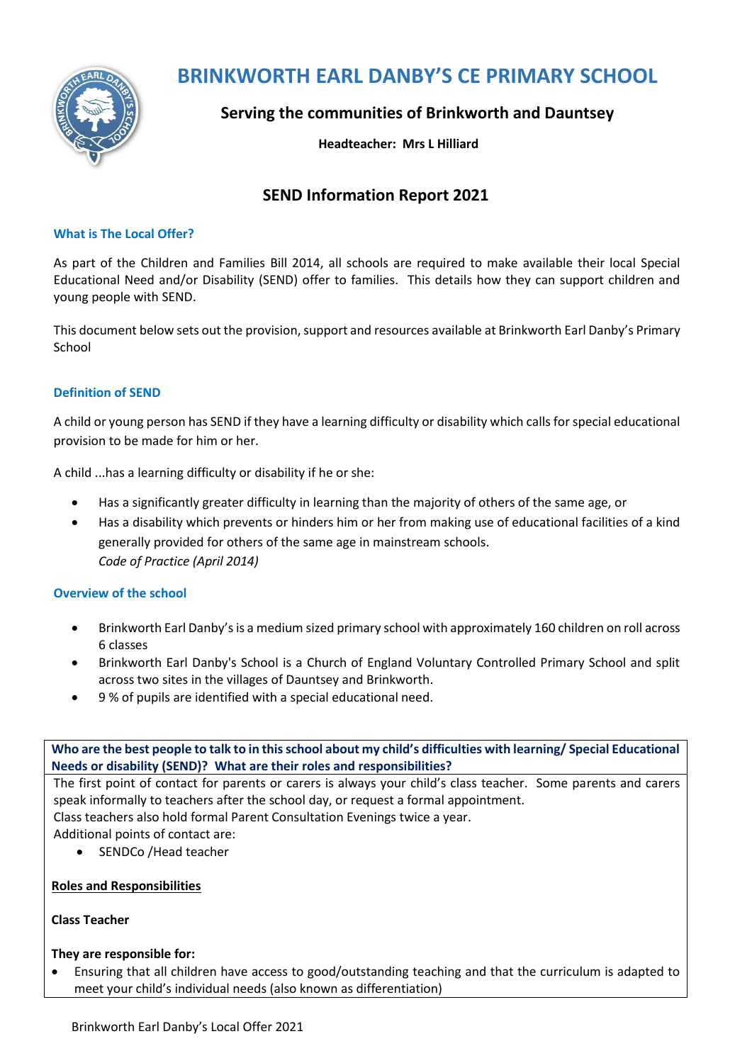# BRINKWORTH EARL DANBY'S CE PRIMARY SCHOOL

## Serving the communities of Brinkworth and Dauntsey

**Headteacher: Mrs L Hilliard**

## SEND Information Report 2021

### What is The Local Offer?

As part of the Children and Families Bill 2014, all schools are required to make available their local Special Educational Need and/or Disability (SEND) offer to families. This details how they can support children and young people with SEND.

This document below sets out the provision, support and resources available at Brinkworth Earl Danby's Primary School

### Definition of SEND

A child or young person has SEND if they have a learning difficulty or disability which calls for special educational provision to be made for him or her.

A child ...has a learning difficulty or disability if he or she:

- Has a significantly greater difficulty in learning than the majority of others of the same age, or
- Has a disability which prevents or hinders him or her from making use of educational facilities of a kind generally provided for others of the same age in mainstream schools.
  *Code of Practice (April 2014)*

### Overview of the school

- Brinkworth Earl Danby's is a medium sized primary school with approximately 160 children on roll across 6 classes
- Brinkworth Earl Danby's School is a Church of England Voluntary Controlled Primary School and split across two sites in the villages of Dauntsey and Brinkworth.
- 9 % of pupils are identified with a special educational need.

**Who are the best people to talk to in this school about my child's difficulties with learning/ Special Educational Needs or disability (SEND)? What are their roles and responsibilities?**

The first point of contact for parents or carers is always your child's class teacher. Some parents and carers speak informally to teachers after the school day, or request a formal appointment.
Class teachers also hold formal Parent Consultation Evenings twice a year.
Additional points of contact are:

- SENDCo /Head teacher

**Roles and Responsibilities**

**Class Teacher**

**They are responsible for:**

- Ensuring that all children have access to good/outstanding teaching and that the curriculum is adapted to meet your child's individual needs (also known as differentiation)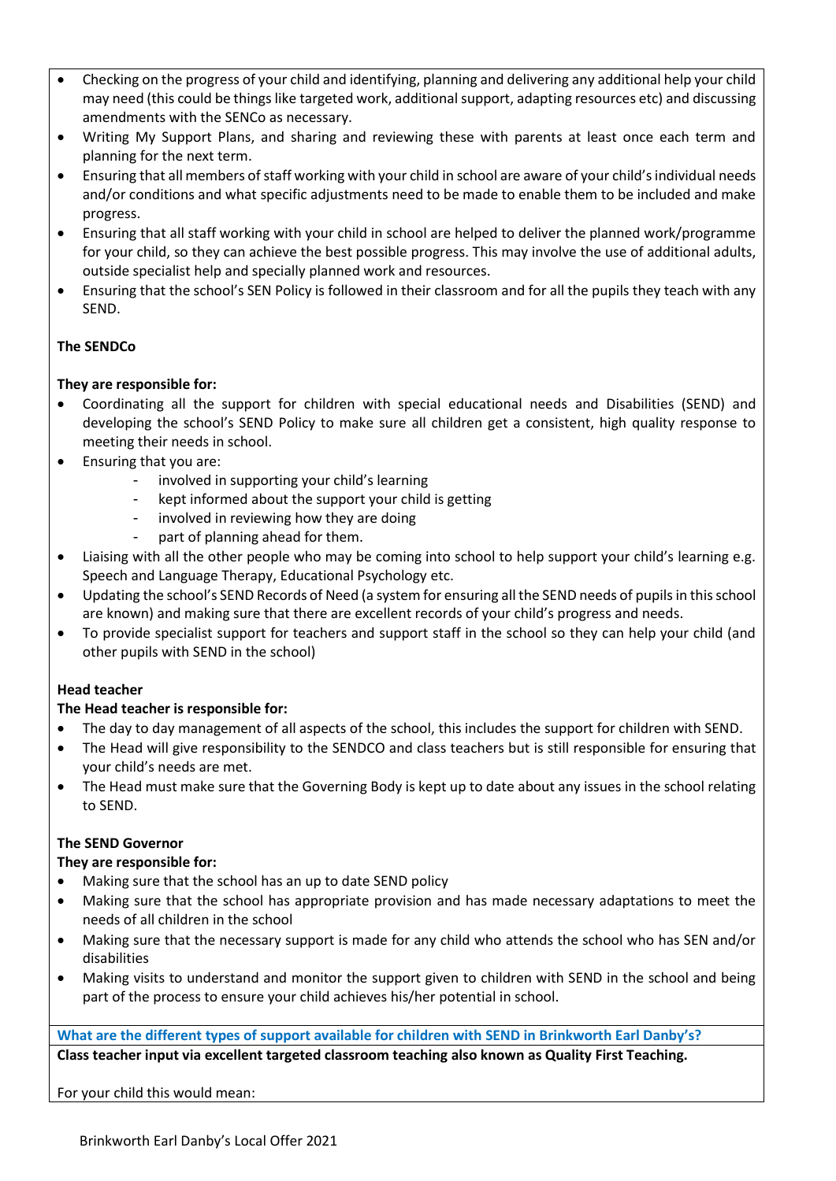- Checking on the progress of your child and identifying, planning and delivering any additional help your child may need (this could be things like targeted work, additional support, adapting resources etc) and discussing amendments with the SENCo as necessary.
- Writing My Support Plans, and sharing and reviewing these with parents at least once each term and planning for the next term.
- Ensuring that all members of staff working with your child in school are aware of your child's individual needs and/or conditions and what specific adjustments need to be made to enable them to be included and make progress.
- Ensuring that all staff working with your child in school are helped to deliver the planned work/programme for your child, so they can achieve the best possible progress. This may involve the use of additional adults, outside specialist help and specially planned work and resources.
- Ensuring that the school's SEN Policy is followed in their classroom and for all the pupils they teach with any SEND.

**The SENDCo**

**They are responsible for:**

- Coordinating all the support for children with special educational needs and Disabilities (SEND) and developing the school's SEND Policy to make sure all children get a consistent, high quality response to meeting their needs in school.
- Ensuring that you are:
  - involved in supporting your child's learning
  - kept informed about the support your child is getting
  - involved in reviewing how they are doing
  - part of planning ahead for them.
- Liaising with all the other people who may be coming into school to help support your child's learning e.g. Speech and Language Therapy, Educational Psychology etc.
- Updating the school's SEND Records of Need (a system for ensuring all the SEND needs of pupils in this school are known) and making sure that there are excellent records of your child's progress and needs.
- To provide specialist support for teachers and support staff in the school so they can help your child (and other pupils with SEND in the school)

**Head teacher**

**The Head teacher is responsible for:**

- The day to day management of all aspects of the school, this includes the support for children with SEND.
- The Head will give responsibility to the SENDCO and class teachers but is still responsible for ensuring that your child's needs are met.
- The Head must make sure that the Governing Body is kept up to date about any issues in the school relating to SEND.

**The SEND Governor**

**They are responsible for:**

- Making sure that the school has an up to date SEND policy
- Making sure that the school has appropriate provision and has made necessary adaptations to meet the needs of all children in the school
- Making sure that the necessary support is made for any child who attends the school who has SEN and/or disabilities
- Making visits to understand and monitor the support given to children with SEND in the school and being part of the process to ensure your child achieves his/her potential in school.

## What are the different types of support available for children with SEND in Brinkworth Earl Danby's?

**Class teacher input via excellent targeted classroom teaching also known as Quality First Teaching.**

For your child this would mean: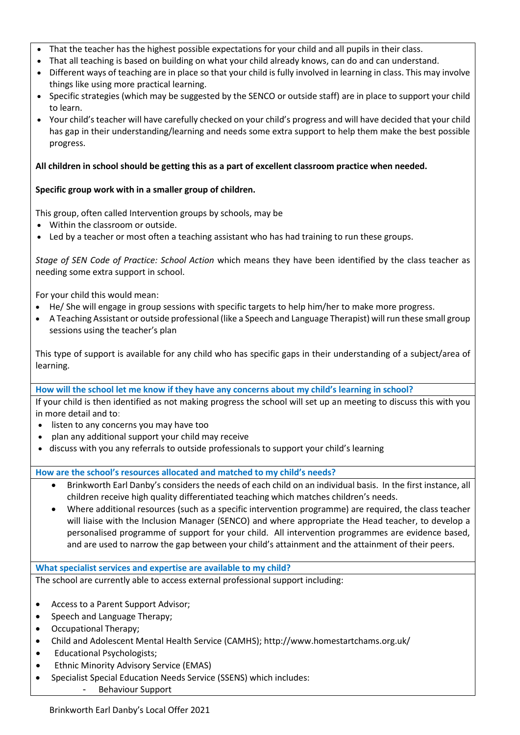- That the teacher has the highest possible expectations for your child and all pupils in their class.
- That all teaching is based on building on what your child already knows, can do and can understand.
- Different ways of teaching are in place so that your child is fully involved in learning in class. This may involve things like using more practical learning.
- Specific strategies (which may be suggested by the SENCO or outside staff) are in place to support your child to learn.
- Your child's teacher will have carefully checked on your child's progress and will have decided that your child has gap in their understanding/learning and needs some extra support to help them make the best possible progress.

**All children in school should be getting this as a part of excellent classroom practice when needed.**

**Specific group work with in a smaller group of children.**

This group, often called Intervention groups by schools, may be

- Within the classroom or outside.
- Led by a teacher or most often a teaching assistant who has had training to run these groups.

*Stage of SEN Code of Practice: School Action* which means they have been identified by the class teacher as needing some extra support in school.

For your child this would mean:

- He/ She will engage in group sessions with specific targets to help him/her to make more progress.
- A Teaching Assistant or outside professional (like a Speech and Language Therapist) will run these small group sessions using the teacher's plan

This type of support is available for any child who has specific gaps in their understanding of a subject/area of learning.

## How will the school let me know if they have any concerns about my child's learning in school?

If your child is then identified as not making progress the school will set up an meeting to discuss this with you in more detail and to:

- listen to any concerns you may have too
- plan any additional support your child may receive
- discuss with you any referrals to outside professionals to support your child's learning

## How are the school's resources allocated and matched to my child's needs?

- Brinkworth Earl Danby's considers the needs of each child on an individual basis. In the first instance, all children receive high quality differentiated teaching which matches children's needs.
- Where additional resources (such as a specific intervention programme) are required, the class teacher will liaise with the Inclusion Manager (SENCO) and where appropriate the Head teacher, to develop a personalised programme of support for your child. All intervention programmes are evidence based, and are used to narrow the gap between your child's attainment and the attainment of their peers.

## What specialist services and expertise are available to my child?

The school are currently able to access external professional support including:

- Access to a Parent Support Advisor;
- Speech and Language Therapy;
- Occupational Therapy;
- Child and Adolescent Mental Health Service (CAMHS); http://www.homestartchams.org.uk/
- Educational Psychologists;
- Ethnic Minority Advisory Service (EMAS)
- Specialist Special Education Needs Service (SSENS) which includes:
  - Behaviour Support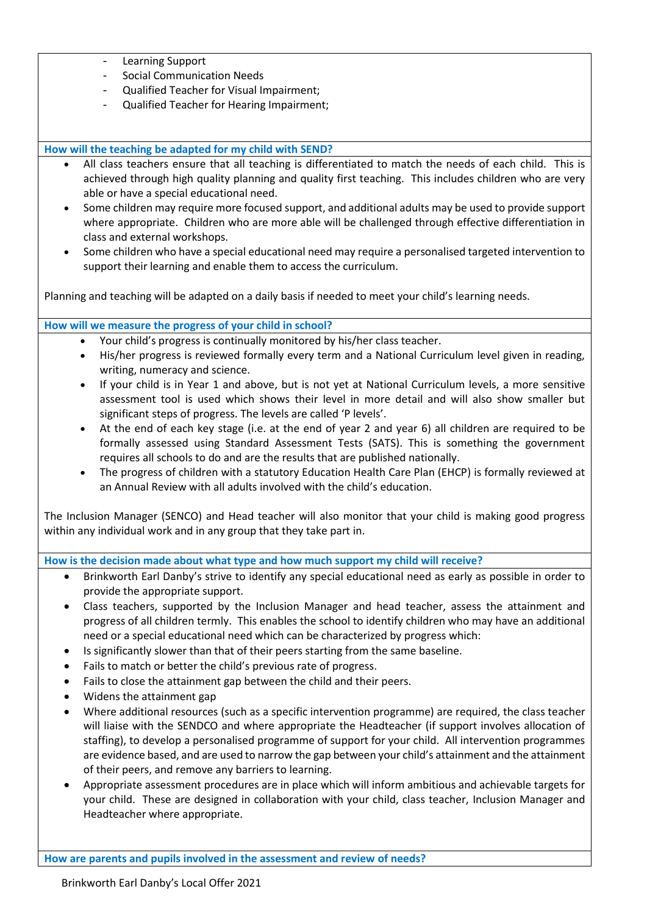- Learning Support
- Social Communication Needs
- Qualified Teacher for Visual Impairment;
- Qualified Teacher for Hearing Impairment;

### How will the teaching be adapted for my child with SEND?

- All class teachers ensure that all teaching is differentiated to match the needs of each child. This is achieved through high quality planning and quality first teaching. This includes children who are very able or have a special educational need.
- Some children may require more focused support, and additional adults may be used to provide support where appropriate. Children who are more able will be challenged through effective differentiation in class and external workshops.
- Some children who have a special educational need may require a personalised targeted intervention to support their learning and enable them to access the curriculum.

Planning and teaching will be adapted on a daily basis if needed to meet your child's learning needs.

### How will we measure the progress of your child in school?

- Your child's progress is continually monitored by his/her class teacher.
- His/her progress is reviewed formally every term and a National Curriculum level given in reading, writing, numeracy and science.
- If your child is in Year 1 and above, but is not yet at National Curriculum levels, a more sensitive assessment tool is used which shows their level in more detail and will also show smaller but significant steps of progress. The levels are called 'P levels'.
- At the end of each key stage (i.e. at the end of year 2 and year 6) all children are required to be formally assessed using Standard Assessment Tests (SATS). This is something the government requires all schools to do and are the results that are published nationally.
- The progress of children with a statutory Education Health Care Plan (EHCP) is formally reviewed at an Annual Review with all adults involved with the child's education.

The Inclusion Manager (SENCO) and Head teacher will also monitor that your child is making good progress within any individual work and in any group that they take part in.

### How is the decision made about what type and how much support my child will receive?

- Brinkworth Earl Danby's strive to identify any special educational need as early as possible in order to provide the appropriate support.
- Class teachers, supported by the Inclusion Manager and head teacher, assess the attainment and progress of all children termly. This enables the school to identify children who may have an additional need or a special educational need which can be characterized by progress which:
- Is significantly slower than that of their peers starting from the same baseline.
- Fails to match or better the child's previous rate of progress.
- Fails to close the attainment gap between the child and their peers.
- Widens the attainment gap
- Where additional resources (such as a specific intervention programme) are required, the class teacher will liaise with the SENDCO and where appropriate the Headteacher (if support involves allocation of staffing), to develop a personalised programme of support for your child. All intervention programmes are evidence based, and are used to narrow the gap between your child's attainment and the attainment of their peers, and remove any barriers to learning.
- Appropriate assessment procedures are in place which will inform ambitious and achievable targets for your child. These are designed in collaboration with your child, class teacher, Inclusion Manager and Headteacher where appropriate.

### How are parents and pupils involved in the assessment and review of needs?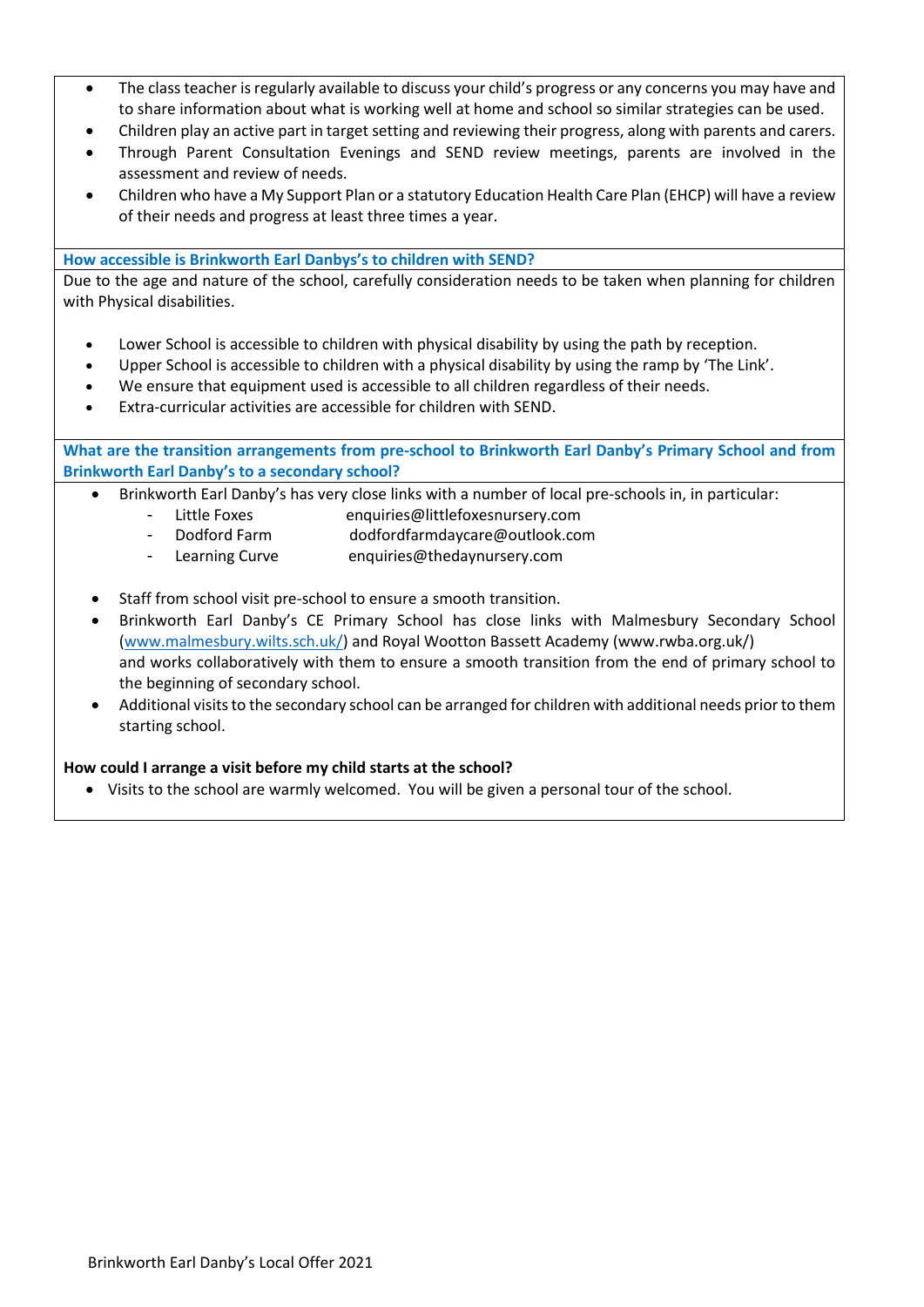- The class teacher is regularly available to discuss your child's progress or any concerns you may have and to share information about what is working well at home and school so similar strategies can be used.
- Children play an active part in target setting and reviewing their progress, along with parents and carers.
- Through Parent Consultation Evenings and SEND review meetings, parents are involved in the assessment and review of needs.
- Children who have a My Support Plan or a statutory Education Health Care Plan (EHCP) will have a review of their needs and progress at least three times a year.

**How accessible is Brinkworth Earl Danbys's to children with SEND?**

Due to the age and nature of the school, carefully consideration needs to be taken when planning for children with Physical disabilities.

- Lower School is accessible to children with physical disability by using the path by reception.
- Upper School is accessible to children with a physical disability by using the ramp by 'The Link'.
- We ensure that equipment used is accessible to all children regardless of their needs.
- Extra-curricular activities are accessible for children with SEND.

**What are the transition arrangements from pre-school to Brinkworth Earl Danby's Primary School and from Brinkworth Earl Danby's to a secondary school?**

- Brinkworth Earl Danby's has very close links with a number of local pre-schools in, in particular:
  - Little Foxes enquiries@littlefoxesnursery.com
  - Dodford Farm dodfordfarmdaycare@outlook.com
  - Learning Curve enquiries@thedaynursery.com

- Staff from school visit pre-school to ensure a smooth transition.
- Brinkworth Earl Danby's CE Primary School has close links with Malmesbury Secondary School (www.malmesbury.wilts.sch.uk/) and Royal Wootton Bassett Academy (www.rwba.org.uk/) and works collaboratively with them to ensure a smooth transition from the end of primary school to the beginning of secondary school.
- Additional visits to the secondary school can be arranged for children with additional needs prior to them starting school.

**How could I arrange a visit before my child starts at the school?**

- Visits to the school are warmly welcomed. You will be given a personal tour of the school.